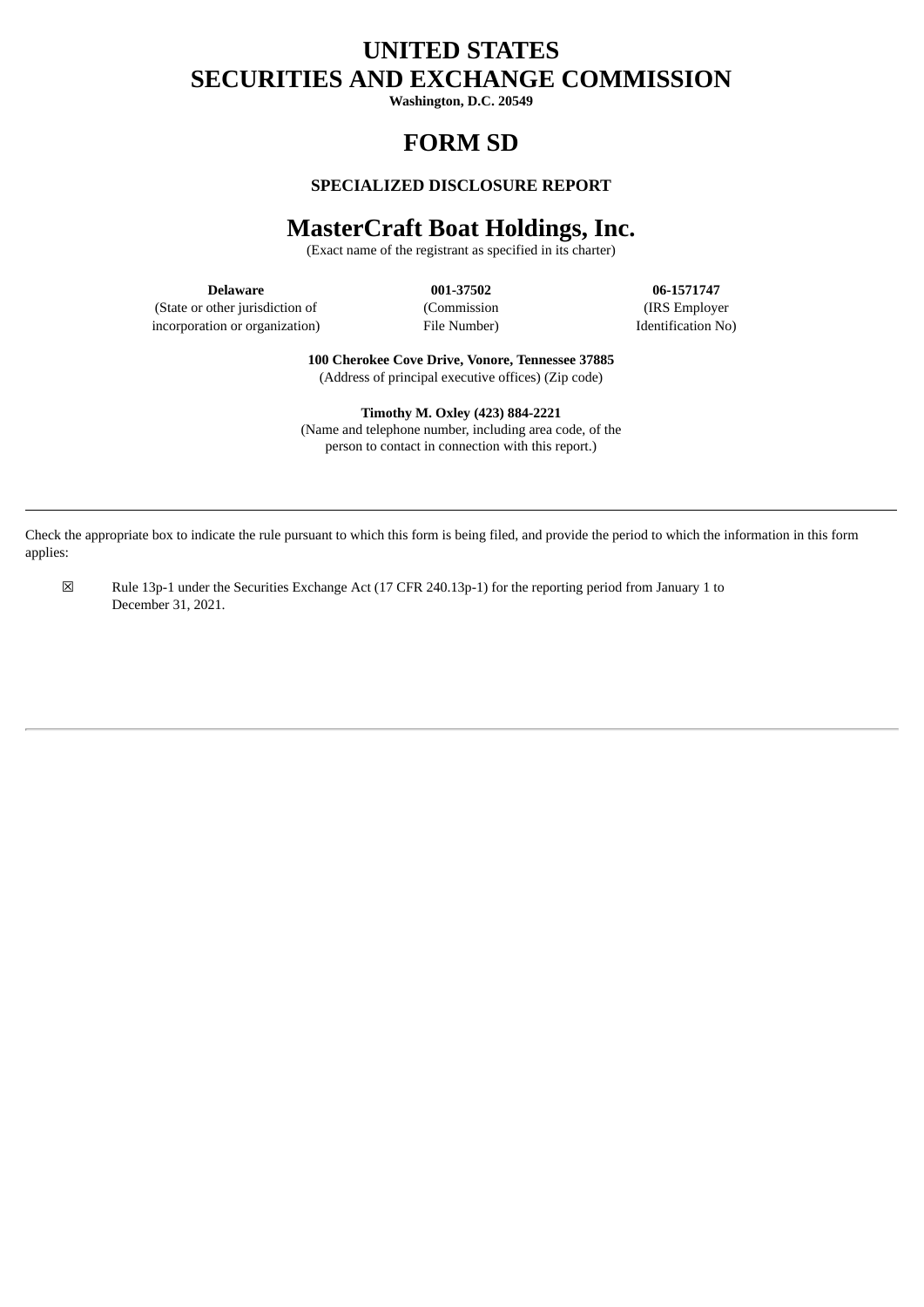# UNITED STATES
# SECURITIES AND EXCHANGE COMMISSION

**Washington, D.C. 20549**

# FORM SD

### SPECIALIZED DISCLOSURE REPORT

# MasterCraft Boat Holdings, Inc.

(Exact name of the registrant as specified in its charter)

| **Delaware** | **001-37502** | **06-1571747** |
| --- | --- | --- |
| (State or other jurisdiction of incorporation or organization) | (Commission File Number) | (IRS Employer Identification No) |

**100 Cherokee Cove Drive, Vonore, Tennessee 37885**
(Address of principal executive offices) (Zip code)

**Timothy M. Oxley (423) 884-2221**
(Name and telephone number, including area code, of the person to contact in connection with this report.)

---

Check the appropriate box to indicate the rule pursuant to which this form is being filed, and provide the period to which the information in this form applies:

☒ Rule 13p-1 under the Securities Exchange Act (17 CFR 240.13p-1) for the reporting period from January 1 to December 31, 2021.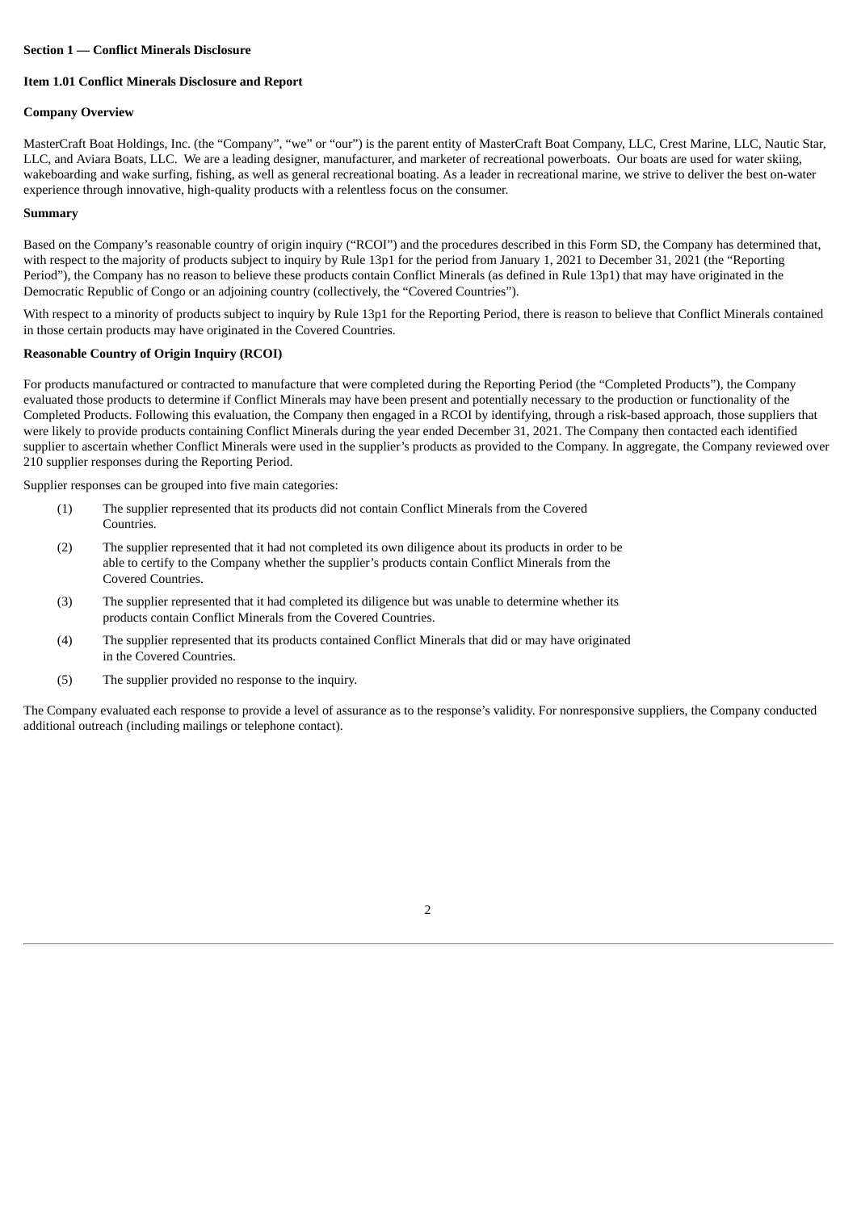**Section 1 — Conflict Minerals Disclosure**

**Item 1.01 Conflict Minerals Disclosure and Report**

**Company Overview**

MasterCraft Boat Holdings, Inc. (the "Company", "we" or "our") is the parent entity of MasterCraft Boat Company, LLC, Crest Marine, LLC, Nautic Star, LLC, and Aviara Boats, LLC. We are a leading designer, manufacturer, and marketer of recreational powerboats. Our boats are used for water skiing, wakeboarding and wake surfing, fishing, as well as general recreational boating. As a leader in recreational marine, we strive to deliver the best on-water experience through innovative, high-quality products with a relentless focus on the consumer.

**Summary**

Based on the Company's reasonable country of origin inquiry ("RCOI") and the procedures described in this Form SD, the Company has determined that, with respect to the majority of products subject to inquiry by Rule 13p1 for the period from January 1, 2021 to December 31, 2021 (the "Reporting Period"), the Company has no reason to believe these products contain Conflict Minerals (as defined in Rule 13p1) that may have originated in the Democratic Republic of Congo or an adjoining country (collectively, the "Covered Countries").

With respect to a minority of products subject to inquiry by Rule 13p1 for the Reporting Period, there is reason to believe that Conflict Minerals contained in those certain products may have originated in the Covered Countries.

**Reasonable Country of Origin Inquiry (RCOI)**

For products manufactured or contracted to manufacture that were completed during the Reporting Period (the "Completed Products"), the Company evaluated those products to determine if Conflict Minerals may have been present and potentially necessary to the production or functionality of the Completed Products. Following this evaluation, the Company then engaged in a RCOI by identifying, through a risk-based approach, those suppliers that were likely to provide products containing Conflict Minerals during the year ended December 31, 2021. The Company then contacted each identified supplier to ascertain whether Conflict Minerals were used in the supplier's products as provided to the Company. In aggregate, the Company reviewed over 210 supplier responses during the Reporting Period.

Supplier responses can be grouped into five main categories:

(1) The supplier represented that its products did not contain Conflict Minerals from the Covered Countries.

(2) The supplier represented that it had not completed its own diligence about its products in order to be able to certify to the Company whether the supplier's products contain Conflict Minerals from the Covered Countries.

(3) The supplier represented that it had completed its diligence but was unable to determine whether its products contain Conflict Minerals from the Covered Countries.

(4) The supplier represented that its products contained Conflict Minerals that did or may have originated in the Covered Countries.

(5) The supplier provided no response to the inquiry.

The Company evaluated each response to provide a level of assurance as to the response's validity. For nonresponsive suppliers, the Company conducted additional outreach (including mailings or telephone contact).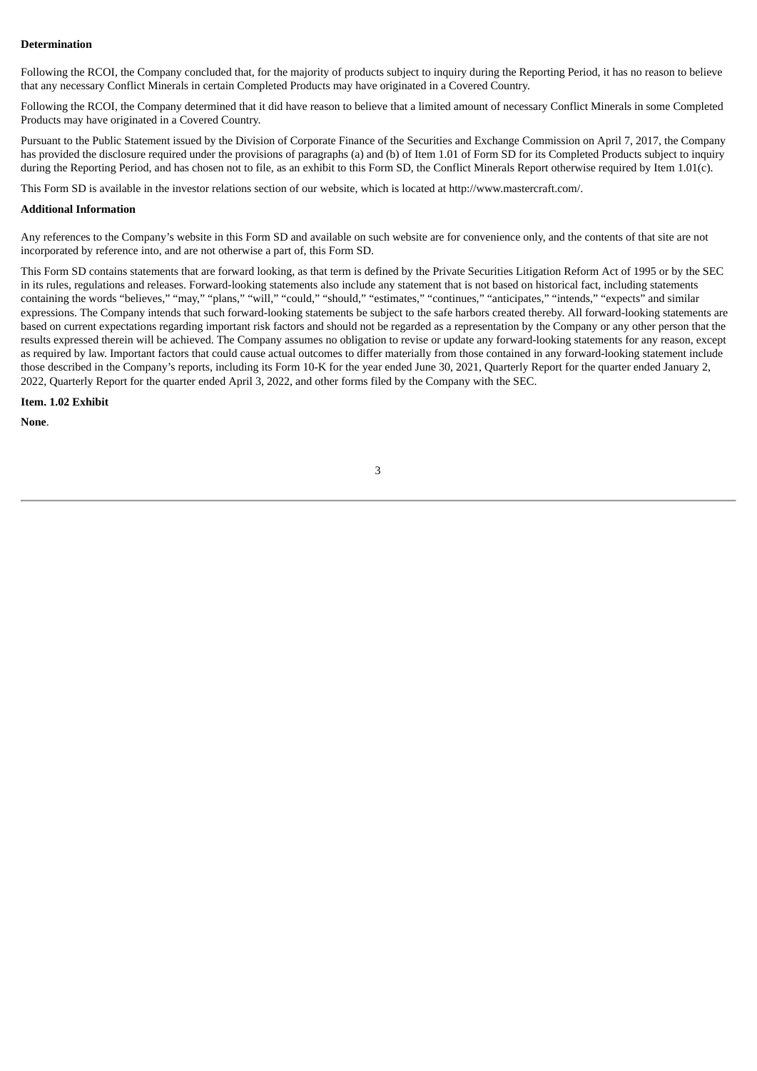**Determination**

Following the RCOI, the Company concluded that, for the majority of products subject to inquiry during the Reporting Period, it has no reason to believe that any necessary Conflict Minerals in certain Completed Products may have originated in a Covered Country.

Following the RCOI, the Company determined that it did have reason to believe that a limited amount of necessary Conflict Minerals in some Completed Products may have originated in a Covered Country.

Pursuant to the Public Statement issued by the Division of Corporate Finance of the Securities and Exchange Commission on April 7, 2017, the Company has provided the disclosure required under the provisions of paragraphs (a) and (b) of Item 1.01 of Form SD for its Completed Products subject to inquiry during the Reporting Period, and has chosen not to file, as an exhibit to this Form SD, the Conflict Minerals Report otherwise required by Item 1.01(c).

This Form SD is available in the investor relations section of our website, which is located at http://www.mastercraft.com/.

**Additional Information**

Any references to the Company's website in this Form SD and available on such website are for convenience only, and the contents of that site are not incorporated by reference into, and are not otherwise a part of, this Form SD.

This Form SD contains statements that are forward looking, as that term is defined by the Private Securities Litigation Reform Act of 1995 or by the SEC in its rules, regulations and releases. Forward-looking statements also include any statement that is not based on historical fact, including statements containing the words "believes," "may," "plans," "will," "could," "should," "estimates," "continues," "anticipates," "intends," "expects" and similar expressions. The Company intends that such forward-looking statements be subject to the safe harbors created thereby. All forward-looking statements are based on current expectations regarding important risk factors and should not be regarded as a representation by the Company or any other person that the results expressed therein will be achieved. The Company assumes no obligation to revise or update any forward-looking statements for any reason, except as required by law. Important factors that could cause actual outcomes to differ materially from those contained in any forward-looking statement include those described in the Company's reports, including its Form 10-K for the year ended June 30, 2021, Quarterly Report for the quarter ended January 2, 2022, Quarterly Report for the quarter ended April 3, 2022, and other forms filed by the Company with the SEC.

**Item. 1.02 Exhibit**

**None**.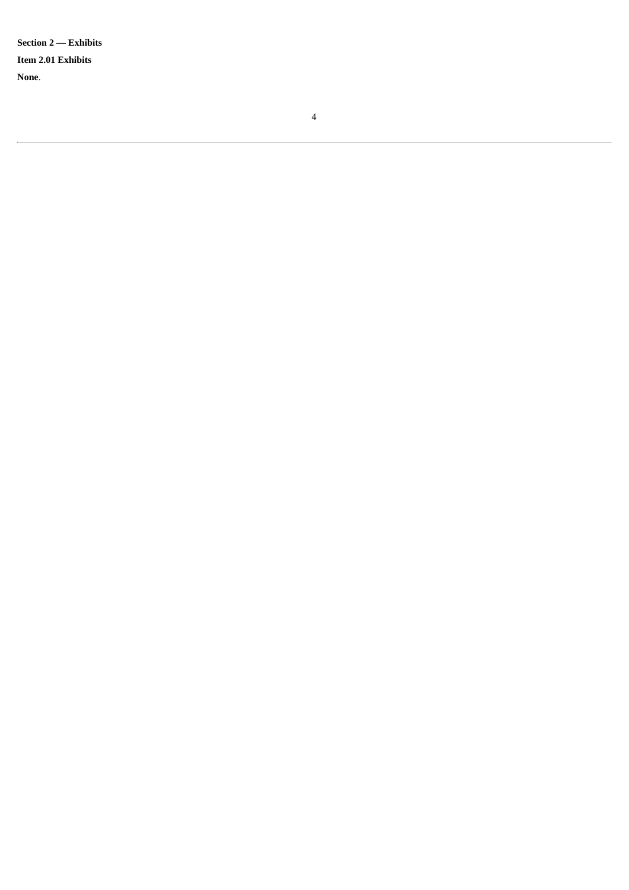**Section 2 — Exhibits**

**Item 2.01 Exhibits**

**None**.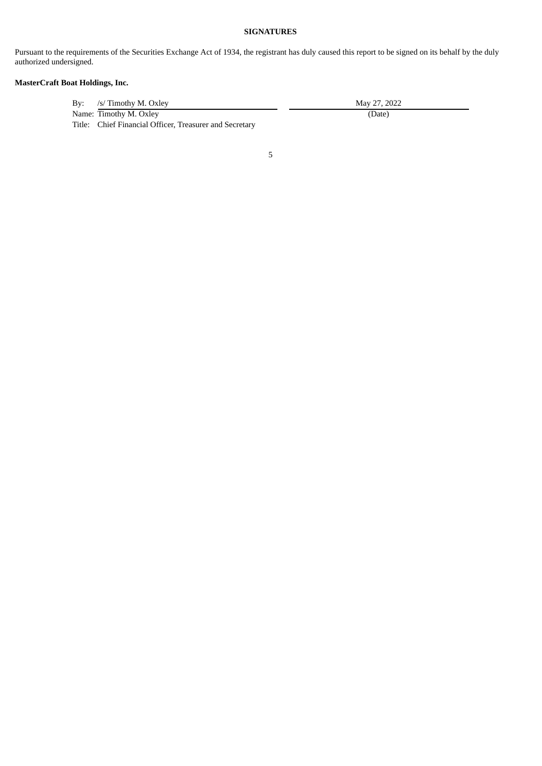**SIGNATURES**

Pursuant to the requirements of the Securities Exchange Act of 1934, the registrant has duly caused this report to be signed on its behalf by the duly authorized undersigned.

**MasterCraft Boat Holdings, Inc.**

| | | |
|---|---|---|
| By: | /s/ Timothy M. Oxley | May 27, 2022 |
| Name: | Timothy M. Oxley | (Date) |
| Title: | Chief Financial Officer, Treasurer and Secretary | |